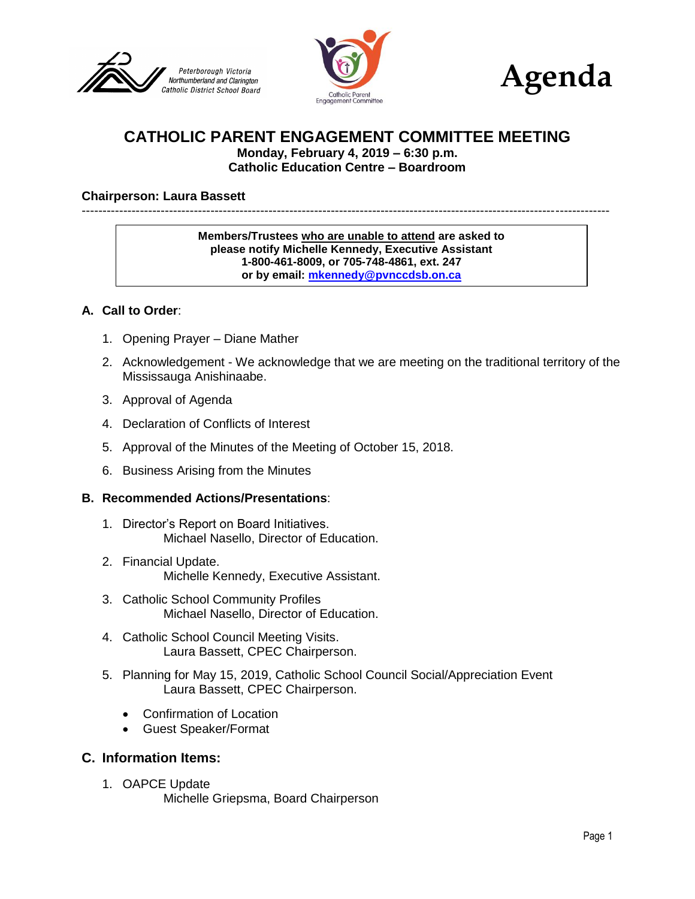Peterborough Victoria Northumberland and Clarington Catholic District School Board

Catholic Parent Engagement Committee

# Agenda

## CATHOLIC PARENT ENGAGEMENT COMMITTEE MEETING

**Monday, February 4, 2019 – 6:30 p.m.**
**Catholic Education Centre – Boardroom**

**Chairperson: Laura Bassett**

---

> **Members/Trustees who are unable to attend are asked to please notify Michelle Kennedy, Executive Assistant 1-800-461-8009, or 705-748-4861, ext. 247 or by email: mkennedy@pvnccdsb.on.ca**

### A. Call to Order:

1. Opening Prayer – Diane Mather
2. Acknowledgement - We acknowledge that we are meeting on the traditional territory of the Mississauga Anishinaabe.
3. Approval of Agenda
4. Declaration of Conflicts of Interest
5. Approval of the Minutes of the Meeting of October 15, 2018.
6. Business Arising from the Minutes

### B. Recommended Actions/Presentations:

1. Director's Report on Board Initiatives.
   Michael Nasello, Director of Education.
2. Financial Update.
   Michelle Kennedy, Executive Assistant.
3. Catholic School Community Profiles
   Michael Nasello, Director of Education.
4. Catholic School Council Meeting Visits.
   Laura Bassett, CPEC Chairperson.
5. Planning for May 15, 2019, Catholic School Council Social/Appreciation Event
   Laura Bassett, CPEC Chairperson.
   - Confirmation of Location
   - Guest Speaker/Format

### C. Information Items:

1. OAPCE Update
   Michelle Griepsma, Board Chairperson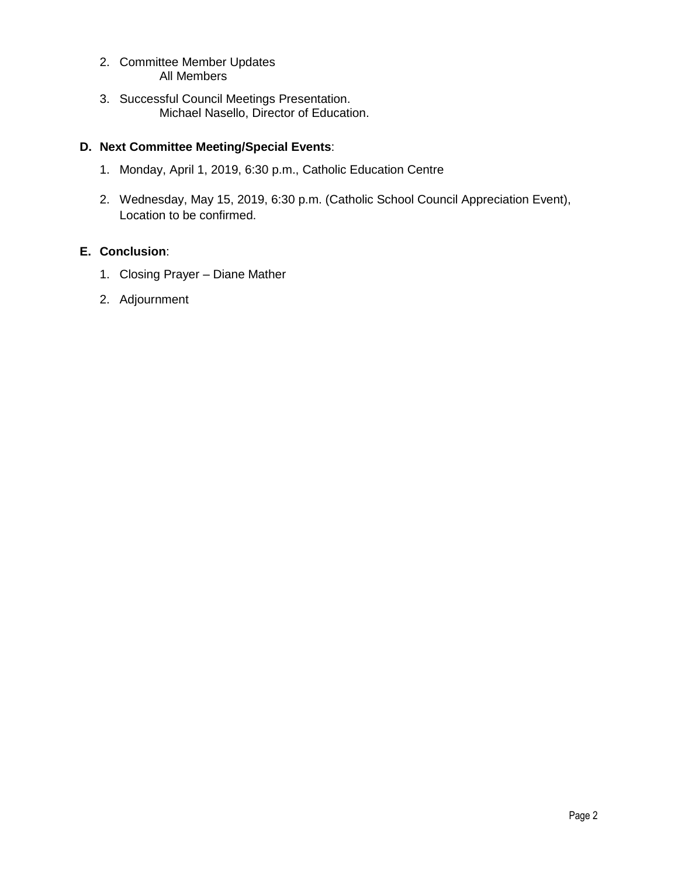2. Committee Member Updates
   All Members

3. Successful Council Meetings Presentation.
   Michael Nasello, Director of Education.

**D. Next Committee Meeting/Special Events**:

1. Monday, April 1, 2019, 6:30 p.m., Catholic Education Centre

2. Wednesday, May 15, 2019, 6:30 p.m. (Catholic School Council Appreciation Event), Location to be confirmed.

**E. Conclusion**:

1. Closing Prayer – Diane Mather

2. Adjournment